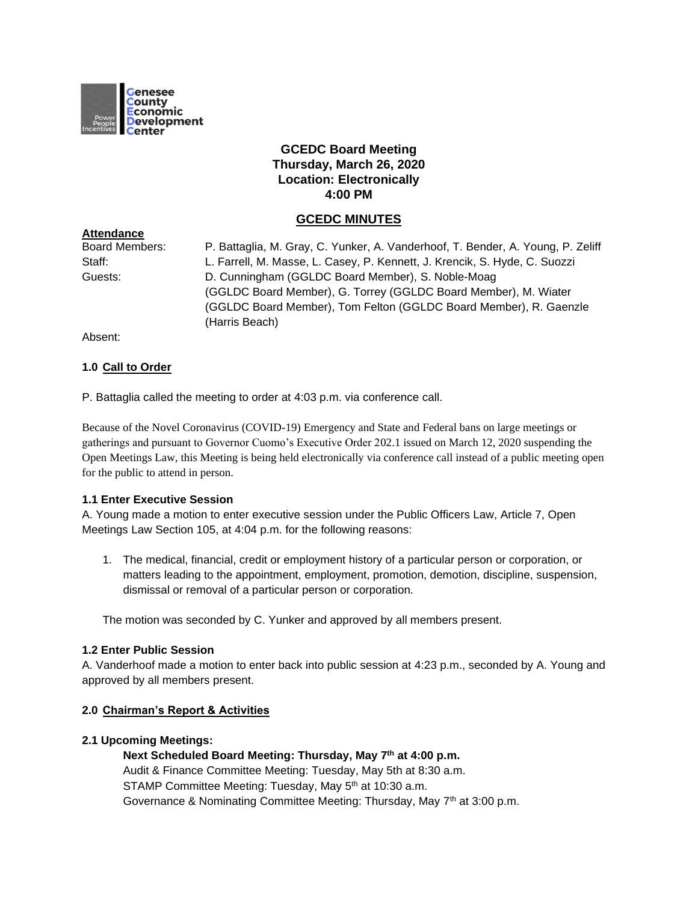Genesee County Economic Development Center

**GCEDC Board Meeting**
**Thursday, March 26, 2020**
**Location: Electronically**
**4:00 PM**

## GCEDC MINUTES

**Attendance**

Board Members: P. Battaglia, M. Gray, C. Yunker, A. Vanderhoof, T. Bender, A. Young, P. Zeliff

Staff: L. Farrell, M. Masse, L. Casey, P. Kennett, J. Krencik, S. Hyde, C. Suozzi

Guests: D. Cunningham (GGLDC Board Member), S. Noble-Moag (GGLDC Board Member), G. Torrey (GGLDC Board Member), M. Wiater (GGLDC Board Member), Tom Felton (GGLDC Board Member), R. Gaenzle (Harris Beach)

Absent:

### 1.0 Call to Order

P. Battaglia called the meeting to order at 4:03 p.m. via conference call.

Because of the Novel Coronavirus (COVID-19) Emergency and State and Federal bans on large meetings or gatherings and pursuant to Governor Cuomo's Executive Order 202.1 issued on March 12, 2020 suspending the Open Meetings Law, this Meeting is being held electronically via conference call instead of a public meeting open for the public to attend in person.

**1.1 Enter Executive Session**

A. Young made a motion to enter executive session under the Public Officers Law, Article 7, Open Meetings Law Section 105, at 4:04 p.m. for the following reasons:

1. The medical, financial, credit or employment history of a particular person or corporation, or matters leading to the appointment, employment, promotion, demotion, discipline, suspension, dismissal or removal of a particular person or corporation.

The motion was seconded by C. Yunker and approved by all members present.

**1.2 Enter Public Session**

A. Vanderhoof made a motion to enter back into public session at 4:23 p.m., seconded by A. Young and approved by all members present.

### 2.0 Chairman's Report & Activities

**2.1 Upcoming Meetings:**

**Next Scheduled Board Meeting: Thursday, May 7th at 4:00 p.m.**
Audit & Finance Committee Meeting: Tuesday, May 5th at 8:30 a.m.
STAMP Committee Meeting: Tuesday, May 5th at 10:30 a.m.
Governance & Nominating Committee Meeting: Thursday, May 7th at 3:00 p.m.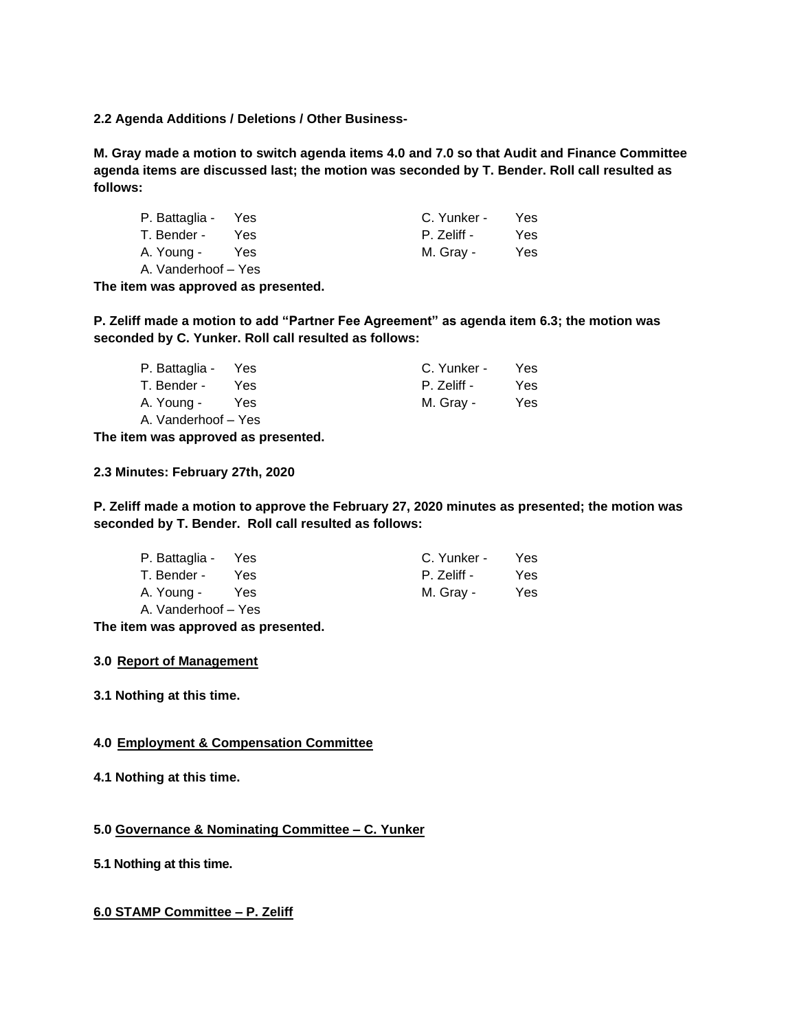**2.2 Agenda Additions / Deletions / Other Business-**

**M. Gray made a motion to switch agenda items 4.0 and 7.0 so that Audit and Finance Committee agenda items are discussed last; the motion was seconded by T. Bender. Roll call resulted as follows:**

| | | | |
|---|---|---|---|
| P. Battaglia - | Yes | C. Yunker - | Yes |
| T. Bender - | Yes | P. Zeliff - | Yes |
| A. Young - | Yes | M. Gray - | Yes |
| A. Vanderhoof – Yes | | | |

**The item was approved as presented.**

**P. Zeliff made a motion to add "Partner Fee Agreement" as agenda item 6.3; the motion was seconded by C. Yunker. Roll call resulted as follows:**

| | | | |
|---|---|---|---|
| P. Battaglia - | Yes | C. Yunker - | Yes |
| T. Bender - | Yes | P. Zeliff - | Yes |
| A. Young - | Yes | M. Gray - | Yes |
| A. Vanderhoof – Yes | | | |

**The item was approved as presented.**

**2.3 Minutes: February 27th, 2020**

**P. Zeliff made a motion to approve the February 27, 2020 minutes as presented; the motion was seconded by T. Bender. Roll call resulted as follows:**

| | | | |
|---|---|---|---|
| P. Battaglia - | Yes | C. Yunker - | Yes |
| T. Bender - | Yes | P. Zeliff - | Yes |
| A. Young - | Yes | M. Gray - | Yes |
| A. Vanderhoof – Yes | | | |

**The item was approved as presented.**

**3.0 Report of Management**

**3.1 Nothing at this time.**

**4.0 Employment & Compensation Committee**

**4.1 Nothing at this time.**

**5.0 Governance & Nominating Committee – C. Yunker**

**5.1 Nothing at this time.**

**6.0 STAMP Committee – P. Zeliff**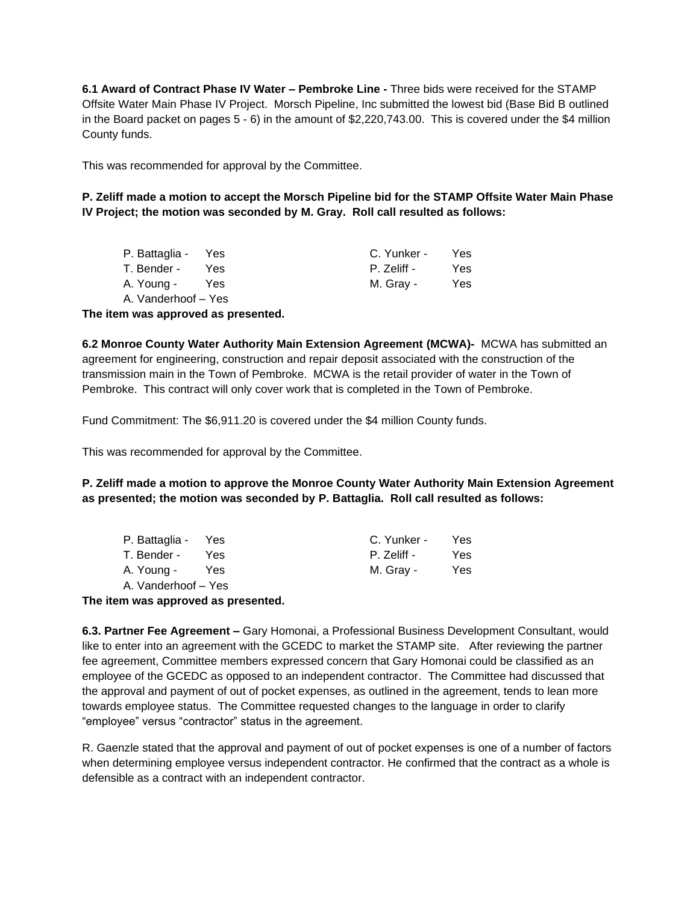**6.1 Award of Contract Phase IV Water – Pembroke Line -** Three bids were received for the STAMP Offsite Water Main Phase IV Project. Morsch Pipeline, Inc submitted the lowest bid (Base Bid B outlined in the Board packet on pages 5 - 6) in the amount of $2,220,743.00. This is covered under the $4 million County funds.

This was recommended for approval by the Committee.

**P. Zeliff made a motion to accept the Morsch Pipeline bid for the STAMP Offsite Water Main Phase IV Project; the motion was seconded by M. Gray. Roll call resulted as follows:**

| | | | |
|---|---|---|---|
| P. Battaglia - | Yes | C. Yunker - | Yes |
| T. Bender - | Yes | P. Zeliff - | Yes |
| A. Young - | Yes | M. Gray - | Yes |
| A. Vanderhoof – Yes | | | |

**The item was approved as presented.**

**6.2 Monroe County Water Authority Main Extension Agreement (MCWA)-** MCWA has submitted an agreement for engineering, construction and repair deposit associated with the construction of the transmission main in the Town of Pembroke. MCWA is the retail provider of water in the Town of Pembroke. This contract will only cover work that is completed in the Town of Pembroke.

Fund Commitment: The $6,911.20 is covered under the $4 million County funds.

This was recommended for approval by the Committee.

**P. Zeliff made a motion to approve the Monroe County Water Authority Main Extension Agreement as presented; the motion was seconded by P. Battaglia. Roll call resulted as follows:**

| | | | |
|---|---|---|---|
| P. Battaglia - | Yes | C. Yunker - | Yes |
| T. Bender - | Yes | P. Zeliff - | Yes |
| A. Young - | Yes | M. Gray - | Yes |
| A. Vanderhoof – Yes | | | |

**The item was approved as presented.**

**6.3. Partner Fee Agreement –** Gary Homonai, a Professional Business Development Consultant, would like to enter into an agreement with the GCEDC to market the STAMP site. After reviewing the partner fee agreement, Committee members expressed concern that Gary Homonai could be classified as an employee of the GCEDC as opposed to an independent contractor. The Committee had discussed that the approval and payment of out of pocket expenses, as outlined in the agreement, tends to lean more towards employee status. The Committee requested changes to the language in order to clarify "employee" versus "contractor" status in the agreement.

R. Gaenzle stated that the approval and payment of out of pocket expenses is one of a number of factors when determining employee versus independent contractor. He confirmed that the contract as a whole is defensible as a contract with an independent contractor.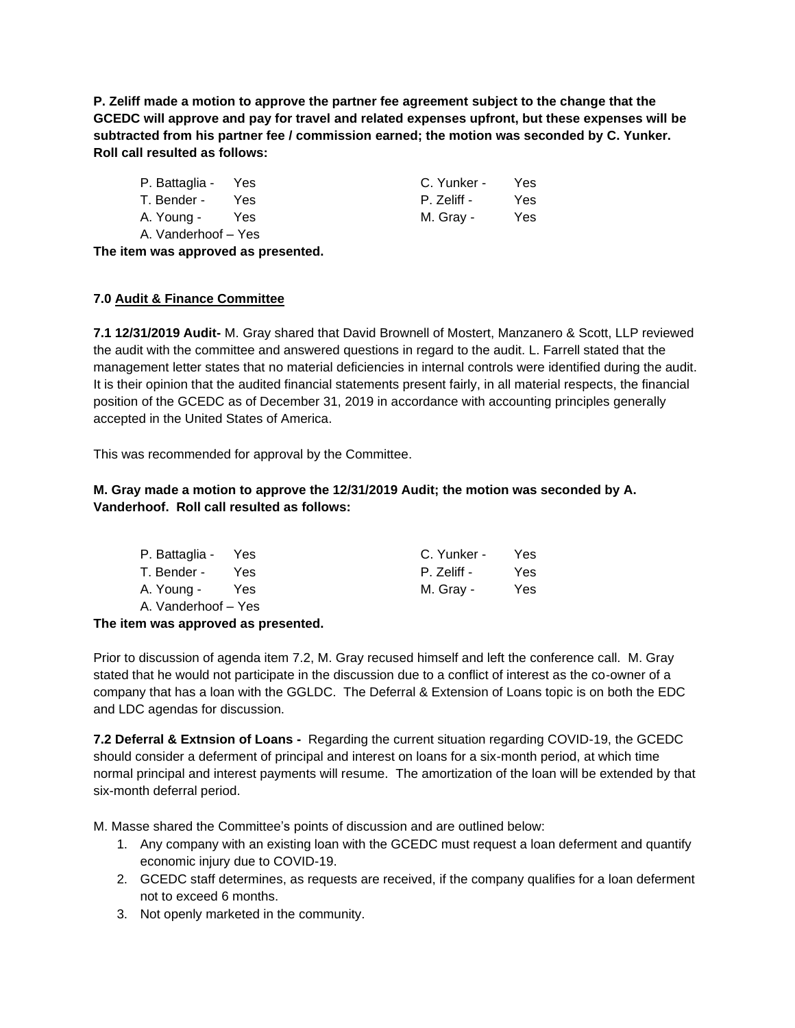**P. Zeliff made a motion to approve the partner fee agreement subject to the change that the GCEDC will approve and pay for travel and related expenses upfront, but these expenses will be subtracted from his partner fee / commission earned; the motion was seconded by C. Yunker. Roll call resulted as follows:**

| | | | |
|---|---|---|---|
| P. Battaglia - | Yes | C. Yunker - | Yes |
| T. Bender - | Yes | P. Zeliff - | Yes |
| A. Young - | Yes | M. Gray - | Yes |
| A. Vanderhoof – Yes | | | |

**The item was approved as presented.**

**7.0 Audit & Finance Committee**

**7.1 12/31/2019 Audit-** M. Gray shared that David Brownell of Mostert, Manzanero & Scott, LLP reviewed the audit with the committee and answered questions in regard to the audit. L. Farrell stated that the management letter states that no material deficiencies in internal controls were identified during the audit. It is their opinion that the audited financial statements present fairly, in all material respects, the financial position of the GCEDC as of December 31, 2019 in accordance with accounting principles generally accepted in the United States of America.

This was recommended for approval by the Committee.

**M. Gray made a motion to approve the 12/31/2019 Audit; the motion was seconded by A. Vanderhoof. Roll call resulted as follows:**

| | | | |
|---|---|---|---|
| P. Battaglia - | Yes | C. Yunker - | Yes |
| T. Bender - | Yes | P. Zeliff - | Yes |
| A. Young - | Yes | M. Gray - | Yes |
| A. Vanderhoof – Yes | | | |

**The item was approved as presented.**

Prior to discussion of agenda item 7.2, M. Gray recused himself and left the conference call. M. Gray stated that he would not participate in the discussion due to a conflict of interest as the co-owner of a company that has a loan with the GGLDC. The Deferral & Extension of Loans topic is on both the EDC and LDC agendas for discussion.

**7.2 Deferral & Extnsion of Loans -** Regarding the current situation regarding COVID-19, the GCEDC should consider a deferment of principal and interest on loans for a six-month period, at which time normal principal and interest payments will resume. The amortization of the loan will be extended by that six-month deferral period.

M. Masse shared the Committee's points of discussion and are outlined below:

1. Any company with an existing loan with the GCEDC must request a loan deferment and quantify economic injury due to COVID-19.
2. GCEDC staff determines, as requests are received, if the company qualifies for a loan deferment not to exceed 6 months.
3. Not openly marketed in the community.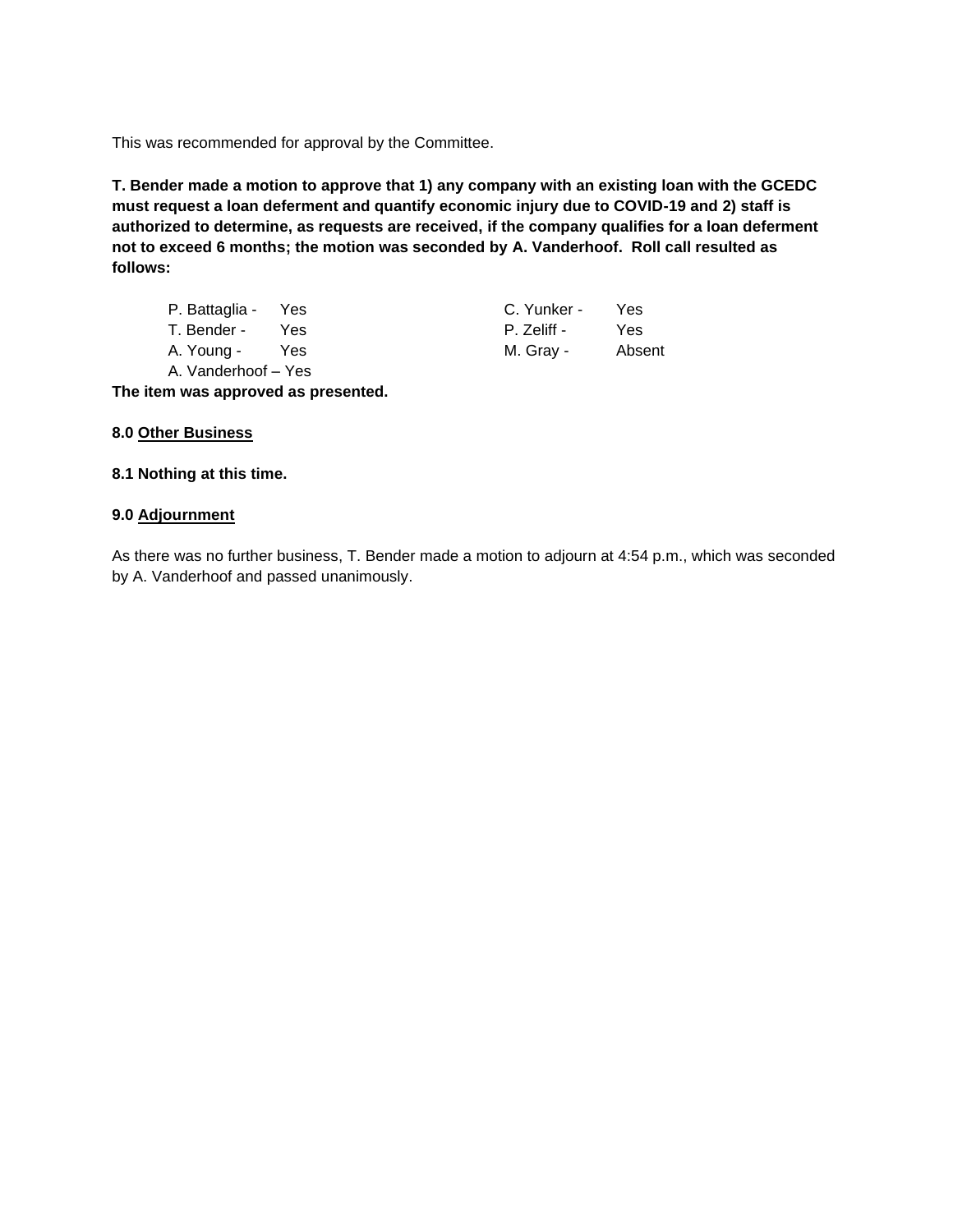This was recommended for approval by the Committee.

**T. Bender made a motion to approve that 1) any company with an existing loan with the GCEDC must request a loan deferment and quantify economic injury due to COVID-19 and 2) staff is authorized to determine, as requests are received, if the company qualifies for a loan deferment not to exceed 6 months; the motion was seconded by A. Vanderhoof. Roll call resulted as follows:**

| | | | |
|---|---|---|---|
| P. Battaglia - | Yes | C. Yunker - | Yes |
| T. Bender - | Yes | P. Zeliff - | Yes |
| A. Young - | Yes | M. Gray - | Absent |
| A. Vanderhoof – Yes | | | |

**The item was approved as presented.**

**8.0 <u>Other Business</u>**

**8.1 Nothing at this time.**

**9.0 <u>Adjournment</u>**

As there was no further business, T. Bender made a motion to adjourn at 4:54 p.m., which was seconded by A. Vanderhoof and passed unanimously.